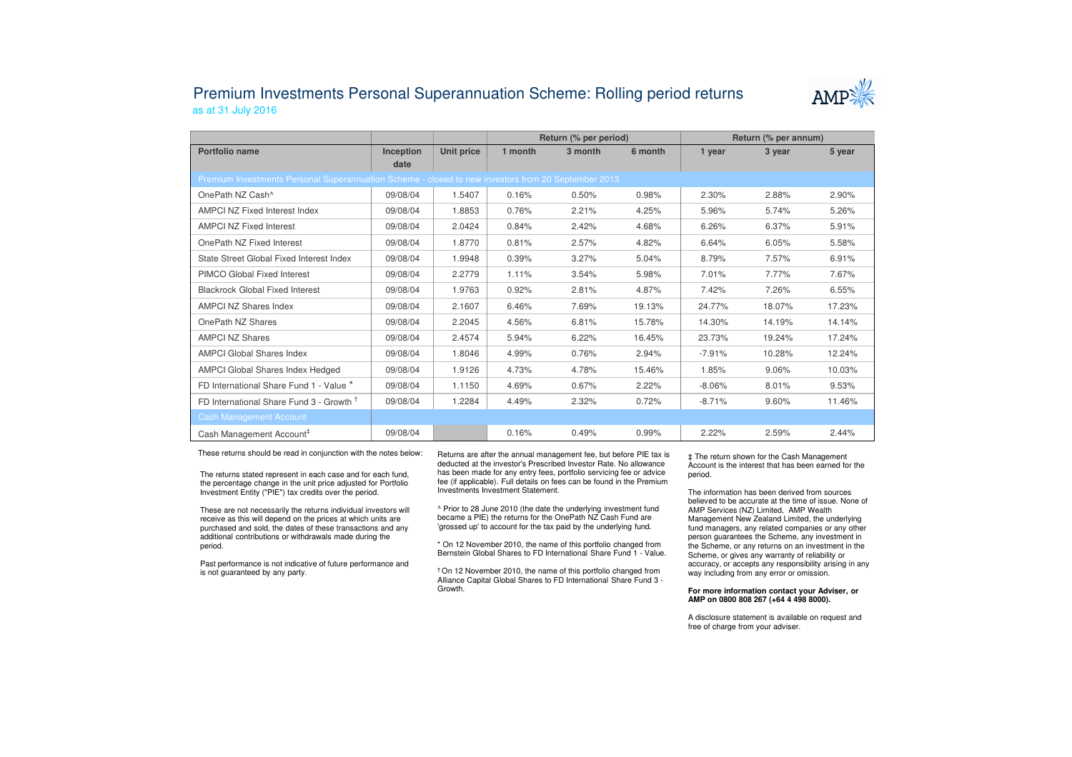# Premium Investments Personal Superannuation Scheme: Rolling period returns

as at 31 July 2016

| | | | Return (% per period) | | | Return (% per annum) | | |
|---|---|---|---|---|---|---|---|---|
| **Portfolio name** | **Inception date** | **Unit price** | **1 month** | **3 month** | **6 month** | **1 year** | **3 year** | **5 year** |
| Premium Investments Personal Superannuation Scheme - closed to new investors from 20 September 2013 | | | | | | | | |
| OnePath NZ Cash^ | 09/08/04 | 1.5407 | 0.16% | 0.50% | 0.98% | 2.30% | 2.88% | 2.90% |
| AMPCI NZ Fixed Interest Index | 09/08/04 | 1.8853 | 0.76% | 2.21% | 4.25% | 5.96% | 5.74% | 5.26% |
| AMPCI NZ Fixed Interest | 09/08/04 | 2.0424 | 0.84% | 2.42% | 4.68% | 6.26% | 6.37% | 5.91% |
| OnePath NZ Fixed Interest | 09/08/04 | 1.8770 | 0.81% | 2.57% | 4.82% | 6.64% | 6.05% | 5.58% |
| State Street Global Fixed Interest Index | 09/08/04 | 1.9948 | 0.39% | 3.27% | 5.04% | 8.79% | 7.57% | 6.91% |
| PIMCO Global Fixed Interest | 09/08/04 | 2.2779 | 1.11% | 3.54% | 5.98% | 7.01% | 7.77% | 7.67% |
| Blackrock Global Fixed Interest | 09/08/04 | 1.9763 | 0.92% | 2.81% | 4.87% | 7.42% | 7.26% | 6.55% |
| AMPCI NZ Shares Index | 09/08/04 | 2.1607 | 6.46% | 7.69% | 19.13% | 24.77% | 18.07% | 17.23% |
| OnePath NZ Shares | 09/08/04 | 2.2045 | 4.56% | 6.81% | 15.78% | 14.30% | 14.19% | 14.14% |
| AMPCI NZ Shares | 09/08/04 | 2.4574 | 5.94% | 6.22% | 16.45% | 23.73% | 19.24% | 17.24% |
| AMPCI Global Shares Index | 09/08/04 | 1.8046 | 4.99% | 0.76% | 2.94% | -7.91% | 10.28% | 12.24% |
| AMPCI Global Shares Index Hedged | 09/08/04 | 1.9126 | 4.73% | 4.78% | 15.46% | 1.85% | 9.06% | 10.03% |
| FD International Share Fund 1 - Value * | 09/08/04 | 1.1150 | 4.69% | 0.67% | 2.22% | -8.06% | 8.01% | 9.53% |
| FD International Share Fund 3 - Growth † | 09/08/04 | 1.2284 | 4.49% | 2.32% | 0.72% | -8.71% | 9.60% | 11.46% |
| Cash Management Account | | | | | | | | |
| Cash Management Account‡ | 09/08/04 | | 0.16% | 0.49% | 0.99% | 2.22% | 2.59% | 2.44% |

These returns should be read in conjunction with the notes below:

The returns stated represent in each case and for each fund, the percentage change in the unit price adjusted for Portfolio Investment Entity ("PIE") tax credits over the period.

These are not necessarily the returns individual investors will receive as this will depend on the prices at which units are purchased and sold, the dates of these transactions and any additional contributions or withdrawals made during the period.

Past performance is not indicative of future performance and is not guaranteed by any party.

Returns are after the annual management fee, but before PIE tax is deducted at the investor's Prescribed Investor Rate. No allowance has been made for any entry fees, portfolio servicing fee or advice fee (if applicable). Full details on fees can be found in the Premium Investments Investment Statement.

^ Prior to 28 June 2010 (the date the underlying investment fund became a PIE) the returns for the OnePath NZ Cash Fund are 'grossed up' to account for the tax paid by the underlying fund.

* On 12 November 2010, the name of this portfolio changed from Bernstein Global Shares to FD International Share Fund 1 - Value.

† On 12 November 2010, the name of this portfolio changed from Alliance Capital Global Shares to FD International Share Fund 3 - Growth.

‡ The return shown for the Cash Management Account is the interest that has been earned for the period.

The information has been derived from sources believed to be accurate at the time of issue. None of AMP Services (NZ) Limited, AMP Wealth Management New Zealand Limited, the underlying fund managers, any related companies or any other person guarantees the Scheme, any investment in the Scheme, or any returns on an investment in the Scheme, or gives any warranty of reliability or accuracy, or accepts any responsibility arising in any way including from any error or omission.

**For more information contact your Adviser, or AMP on 0800 808 267 (+64 4 498 8000).**

A disclosure statement is available on request and free of charge from your adviser.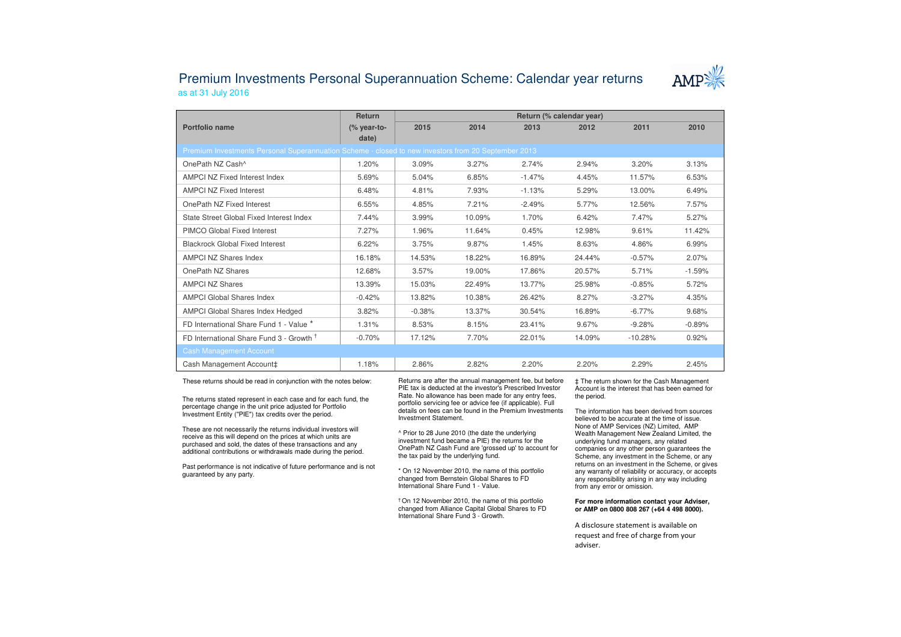# Premium Investments Personal Superannuation Scheme: Calendar year returns

as at 31 July 2016

| Portfolio name | Return (% year-to-date) | Return (% calendar year) | | | | | |
|---|---|---|---|---|---|---|---|
| | | 2015 | 2014 | 2013 | 2012 | 2011 | 2010 |
| Premium Investments Personal Superannuation Scheme - closed to new investors from 20 September 2013 | | | | | | | |
| OnePath NZ Cash^ | 1.20% | 3.09% | 3.27% | 2.74% | 2.94% | 3.20% | 3.13% |
| AMPCI NZ Fixed Interest Index | 5.69% | 5.04% | 6.85% | -1.47% | 4.45% | 11.57% | 6.53% |
| AMPCI NZ Fixed Interest | 6.48% | 4.81% | 7.93% | -1.13% | 5.29% | 13.00% | 6.49% |
| OnePath NZ Fixed Interest | 6.55% | 4.85% | 7.21% | -2.49% | 5.77% | 12.56% | 7.57% |
| State Street Global Fixed Interest Index | 7.44% | 3.99% | 10.09% | 1.70% | 6.42% | 7.47% | 5.27% |
| PIMCO Global Fixed Interest | 7.27% | 1.96% | 11.64% | 0.45% | 12.98% | 9.61% | 11.42% |
| Blackrock Global Fixed Interest | 6.22% | 3.75% | 9.87% | 1.45% | 8.63% | 4.86% | 6.99% |
| AMPCI NZ Shares Index | 16.18% | 14.53% | 18.22% | 16.89% | 24.44% | -0.57% | 2.07% |
| OnePath NZ Shares | 12.68% | 3.57% | 19.00% | 17.86% | 20.57% | 5.71% | -1.59% |
| AMPCI NZ Shares | 13.39% | 15.03% | 22.49% | 13.77% | 25.98% | -0.85% | 5.72% |
| AMPCI Global Shares Index | -0.42% | 13.82% | 10.38% | 26.42% | 8.27% | -3.27% | 4.35% |
| AMPCI Global Shares Index Hedged | 3.82% | -0.38% | 13.37% | 30.54% | 16.89% | -6.77% | 9.68% |
| FD International Share Fund 1 - Value * | 1.31% | 8.53% | 8.15% | 23.41% | 9.67% | -9.28% | -0.89% |
| FD International Share Fund 3 - Growth † | -0.70% | 17.12% | 7.70% | 22.01% | 14.09% | -10.28% | 0.92% |
| Cash Management Account | | | | | | | |
| Cash Management Account‡ | 1.18% | 2.86% | 2.82% | 2.20% | 2.20% | 2.29% | 2.45% |

These returns should be read in conjunction with the notes below:

The returns stated represent in each case and for each fund, the percentage change in the unit price adjusted for Portfolio Investment Entity ("PIE") tax credits over the period.

These are not necessarily the returns individual investors will receive as this will depend on the prices at which units are purchased and sold, the dates of these transactions and any additional contributions or withdrawals made during the period.

Past performance is not indicative of future performance and is not guaranteed by any party.

Returns are after the annual management fee, but before PIE tax is deducted at the investor's Prescribed Investor Rate. No allowance has been made for any entry fees, portfolio servicing fee or advice fee (if applicable). Full details on fees can be found in the Premium Investments Investment Statement.

^ Prior to 28 June 2010 (the date the underlying investment fund became a PIE) the returns for the OnePath NZ Cash Fund are 'grossed up' to account for the tax paid by the underlying fund.

* On 12 November 2010, the name of this portfolio changed from Bernstein Global Shares to FD International Share Fund 1 - Value.

† On 12 November 2010, the name of this portfolio changed from Alliance Capital Global Shares to FD International Share Fund 3 - Growth.

‡ The return shown for the Cash Management Account is the interest that has been earned for the period.

The information has been derived from sources believed to be accurate at the time of issue. None of AMP Services (NZ) Limited, AMP Wealth Management New Zealand Limited, the underlying fund managers, any related companies or any other person guarantees the Scheme, any investment in the Scheme, or any returns on an investment in the Scheme, or gives any warranty of reliability or accuracy, or accepts any responsibility arising in any way including from any error or omission.

**For more information contact your Adviser, or AMP on 0800 808 267 (+64 4 498 8000).**

A disclosure statement is available on request and free of charge from your adviser.